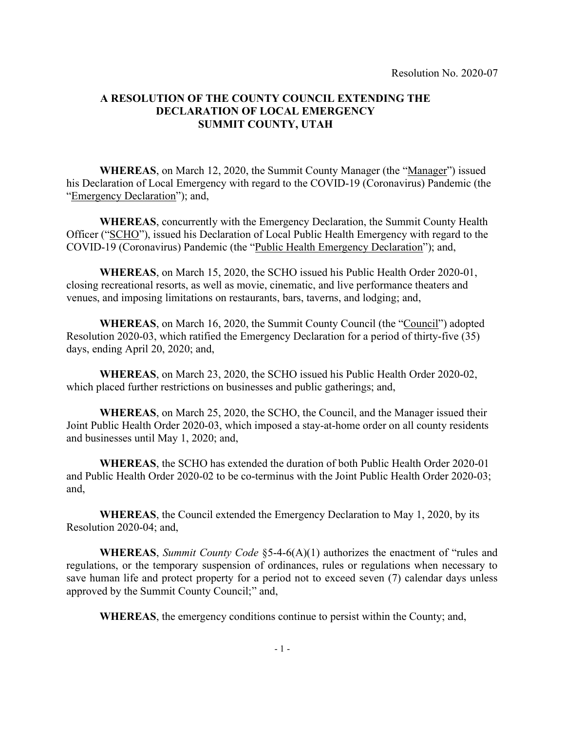Resolution No. 2020-07

# A RESOLUTION OF THE COUNTY COUNCIL EXTENDING THE DECLARATION OF LOCAL EMERGENCY SUMMIT COUNTY, UTAH

**WHEREAS**, on March 12, 2020, the Summit County Manager (the "Manager") issued his Declaration of Local Emergency with regard to the COVID-19 (Coronavirus) Pandemic (the "Emergency Declaration"); and,

**WHEREAS**, concurrently with the Emergency Declaration, the Summit County Health Officer ("SCHO"), issued his Declaration of Local Public Health Emergency with regard to the COVID-19 (Coronavirus) Pandemic (the "Public Health Emergency Declaration"); and,

**WHEREAS**, on March 15, 2020, the SCHO issued his Public Health Order 2020-01, closing recreational resorts, as well as movie, cinematic, and live performance theaters and venues, and imposing limitations on restaurants, bars, taverns, and lodging; and,

**WHEREAS**, on March 16, 2020, the Summit County Council (the "Council") adopted Resolution 2020-03, which ratified the Emergency Declaration for a period of thirty-five (35) days, ending April 20, 2020; and,

**WHEREAS**, on March 23, 2020, the SCHO issued his Public Health Order 2020-02, which placed further restrictions on businesses and public gatherings; and,

**WHEREAS**, on March 25, 2020, the SCHO, the Council, and the Manager issued their Joint Public Health Order 2020-03, which imposed a stay-at-home order on all county residents and businesses until May 1, 2020; and,

**WHEREAS**, the SCHO has extended the duration of both Public Health Order 2020-01 and Public Health Order 2020-02 to be co-terminus with the Joint Public Health Order 2020-03; and,

**WHEREAS**, the Council extended the Emergency Declaration to May 1, 2020, by its Resolution 2020-04; and,

**WHEREAS**, *Summit County Code* §5-4-6(A)(1) authorizes the enactment of "rules and regulations, or the temporary suspension of ordinances, rules or regulations when necessary to save human life and protect property for a period not to exceed seven (7) calendar days unless approved by the Summit County Council;" and,

**WHEREAS**, the emergency conditions continue to persist within the County; and,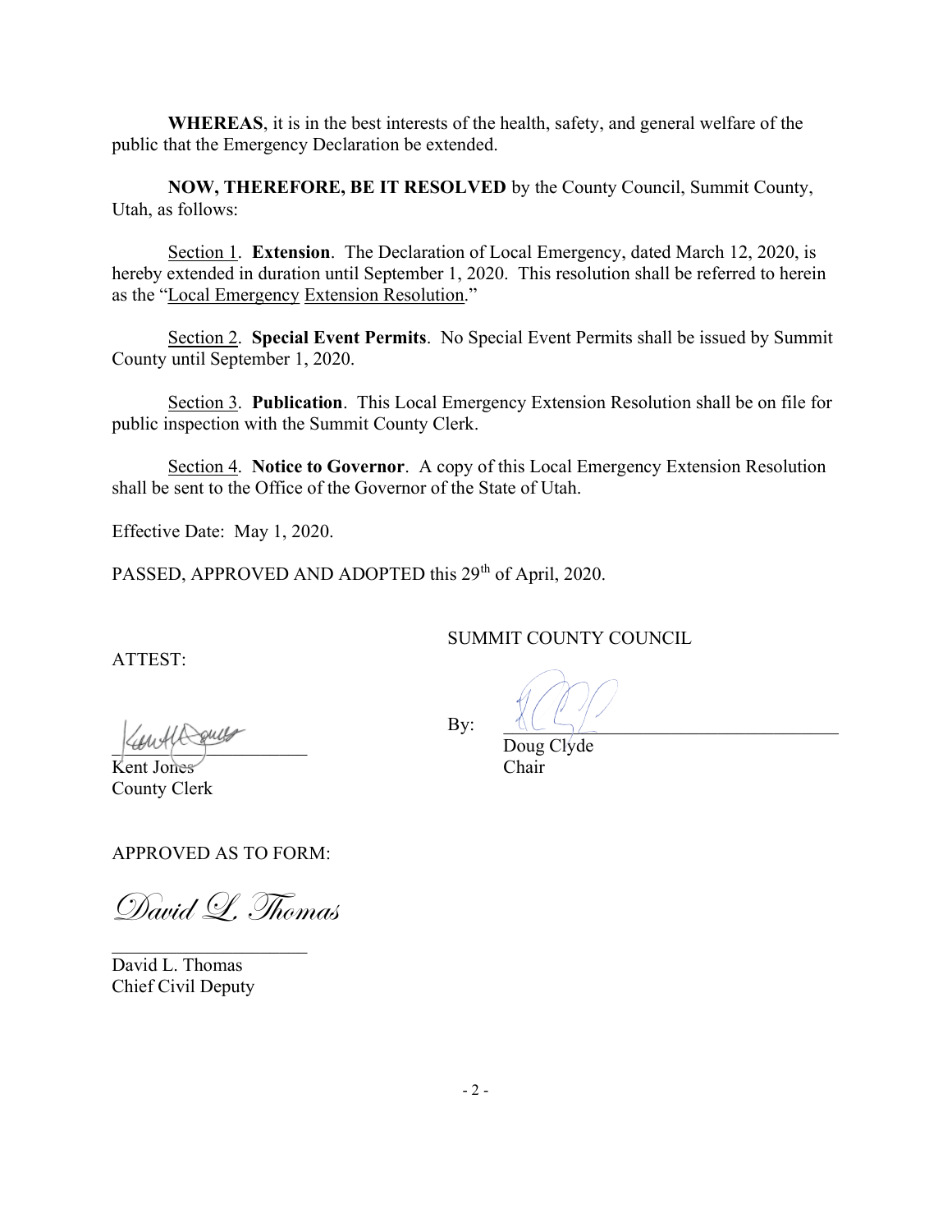**WHEREAS**, it is in the best interests of the health, safety, and general welfare of the public that the Emergency Declaration be extended.

**NOW, THEREFORE, BE IT RESOLVED** by the County Council, Summit County, Utah, as follows:

Section 1. **Extension**. The Declaration of Local Emergency, dated March 12, 2020, is hereby extended in duration until September 1, 2020. This resolution shall be referred to herein as the "Local Emergency Extension Resolution."

Section 2. **Special Event Permits**. No Special Event Permits shall be issued by Summit County until September 1, 2020.

Section 3. **Publication**. This Local Emergency Extension Resolution shall be on file for public inspection with the Summit County Clerk.

Section 4. **Notice to Governor**. A copy of this Local Emergency Extension Resolution shall be sent to the Office of the Governor of the State of Utah.

Effective Date: May 1, 2020.

PASSED, APPROVED AND ADOPTED this 29th of April, 2020.

SUMMIT COUNTY COUNCIL

By: ______________________________
Doug Clyde
Chair

ATTEST:

______________________
Kent Jones
County Clerk

APPROVED AS TO FORM:

*David L. Thomas*

______________________
David L. Thomas
Chief Civil Deputy